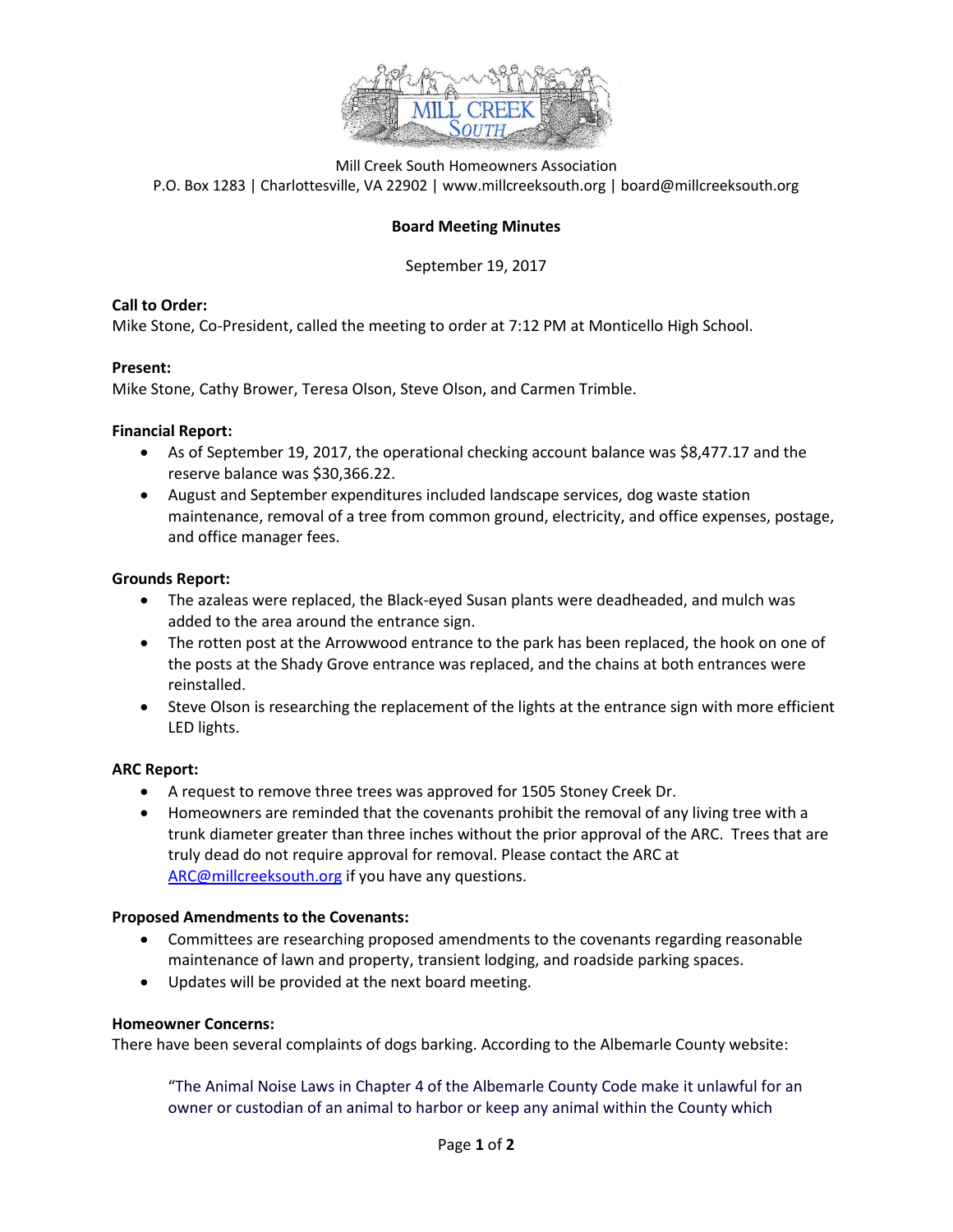Mill Creek South Homeowners Association
P.O. Box 1283 | Charlottesville, VA 22902 | www.millcreeksouth.org | board@millcreeksouth.org

## Board Meeting Minutes

September 19, 2017

**Call to Order:**
Mike Stone, Co-President, called the meeting to order at 7:12 PM at Monticello High School.

**Present:**
Mike Stone, Cathy Brower, Teresa Olson, Steve Olson, and Carmen Trimble.

**Financial Report:**

- As of September 19, 2017, the operational checking account balance was $8,477.17 and the reserve balance was $30,366.22.
- August and September expenditures included landscape services, dog waste station maintenance, removal of a tree from common ground, electricity, and office expenses, postage, and office manager fees.

**Grounds Report:**

- The azaleas were replaced, the Black-eyed Susan plants were deadheaded, and mulch was added to the area around the entrance sign.
- The rotten post at the Arrowwood entrance to the park has been replaced, the hook on one of the posts at the Shady Grove entrance was replaced, and the chains at both entrances were reinstalled.
- Steve Olson is researching the replacement of the lights at the entrance sign with more efficient LED lights.

**ARC Report:**

- A request to remove three trees was approved for 1505 Stoney Creek Dr.
- Homeowners are reminded that the covenants prohibit the removal of any living tree with a trunk diameter greater than three inches without the prior approval of the ARC. Trees that are truly dead do not require approval for removal. Please contact the ARC at ARC@millcreeksouth.org if you have any questions.

**Proposed Amendments to the Covenants:**

- Committees are researching proposed amendments to the covenants regarding reasonable maintenance of lawn and property, transient lodging, and roadside parking spaces.
- Updates will be provided at the next board meeting.

**Homeowner Concerns:**
There have been several complaints of dogs barking. According to the Albemarle County website:

> "The Animal Noise Laws in Chapter 4 of the Albemarle County Code make it unlawful for an owner or custodian of an animal to harbor or keep any animal within the County which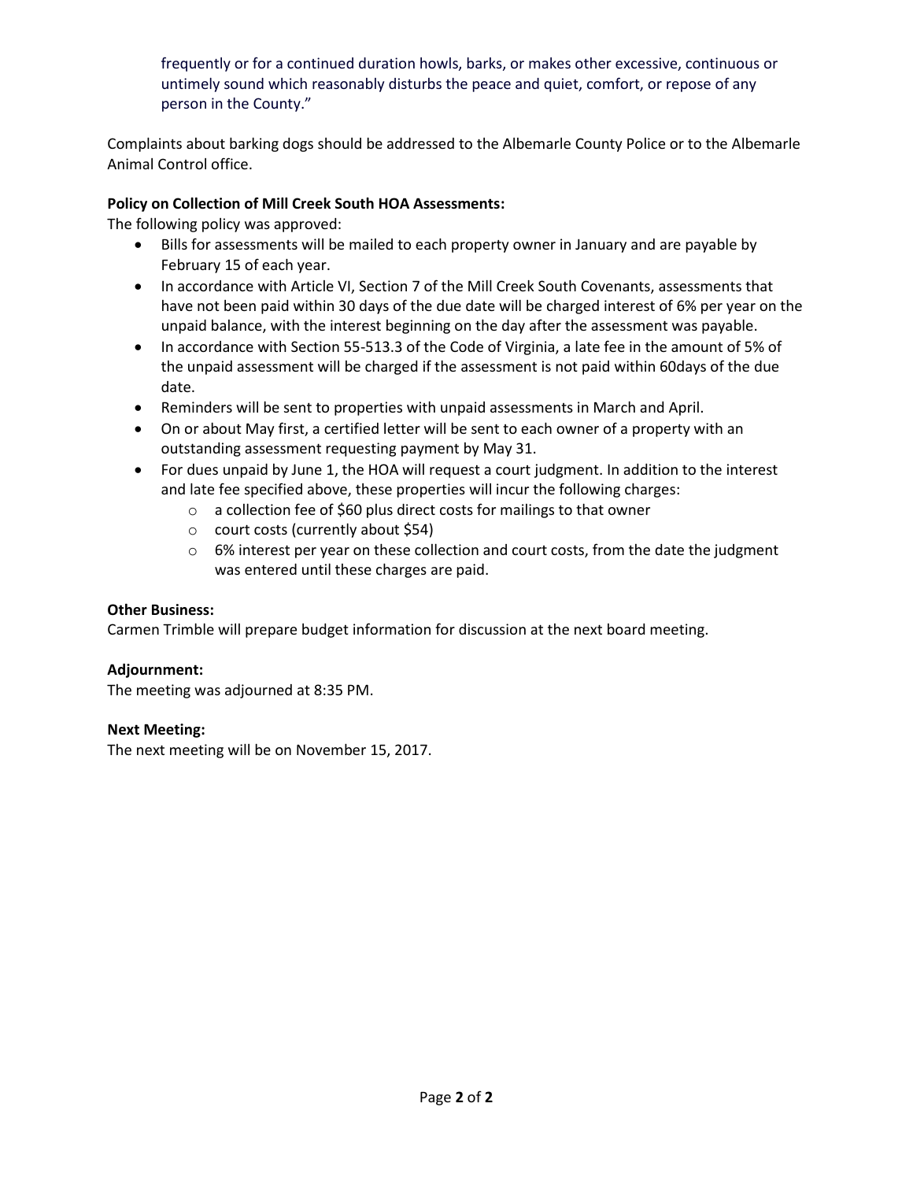frequently or for a continued duration howls, barks, or makes other excessive, continuous or untimely sound which reasonably disturbs the peace and quiet, comfort, or repose of any person in the County."

Complaints about barking dogs should be addressed to the Albemarle County Police or to the Albemarle Animal Control office.

**Policy on Collection of Mill Creek South HOA Assessments:**

The following policy was approved:

- Bills for assessments will be mailed to each property owner in January and are payable by February 15 of each year.
- In accordance with Article VI, Section 7 of the Mill Creek South Covenants, assessments that have not been paid within 30 days of the due date will be charged interest of 6% per year on the unpaid balance, with the interest beginning on the day after the assessment was payable.
- In accordance with Section 55-513.3 of the Code of Virginia, a late fee in the amount of 5% of the unpaid assessment will be charged if the assessment is not paid within 60days of the due date.
- Reminders will be sent to properties with unpaid assessments in March and April.
- On or about May first, a certified letter will be sent to each owner of a property with an outstanding assessment requesting payment by May 31.
- For dues unpaid by June 1, the HOA will request a court judgment. In addition to the interest and late fee specified above, these properties will incur the following charges:
    - a collection fee of $60 plus direct costs for mailings to that owner
    - court costs (currently about $54)
    - 6% interest per year on these collection and court costs, from the date the judgment was entered until these charges are paid.

**Other Business:**

Carmen Trimble will prepare budget information for discussion at the next board meeting.

**Adjournment:**

The meeting was adjourned at 8:35 PM.

**Next Meeting:**

The next meeting will be on November 15, 2017.